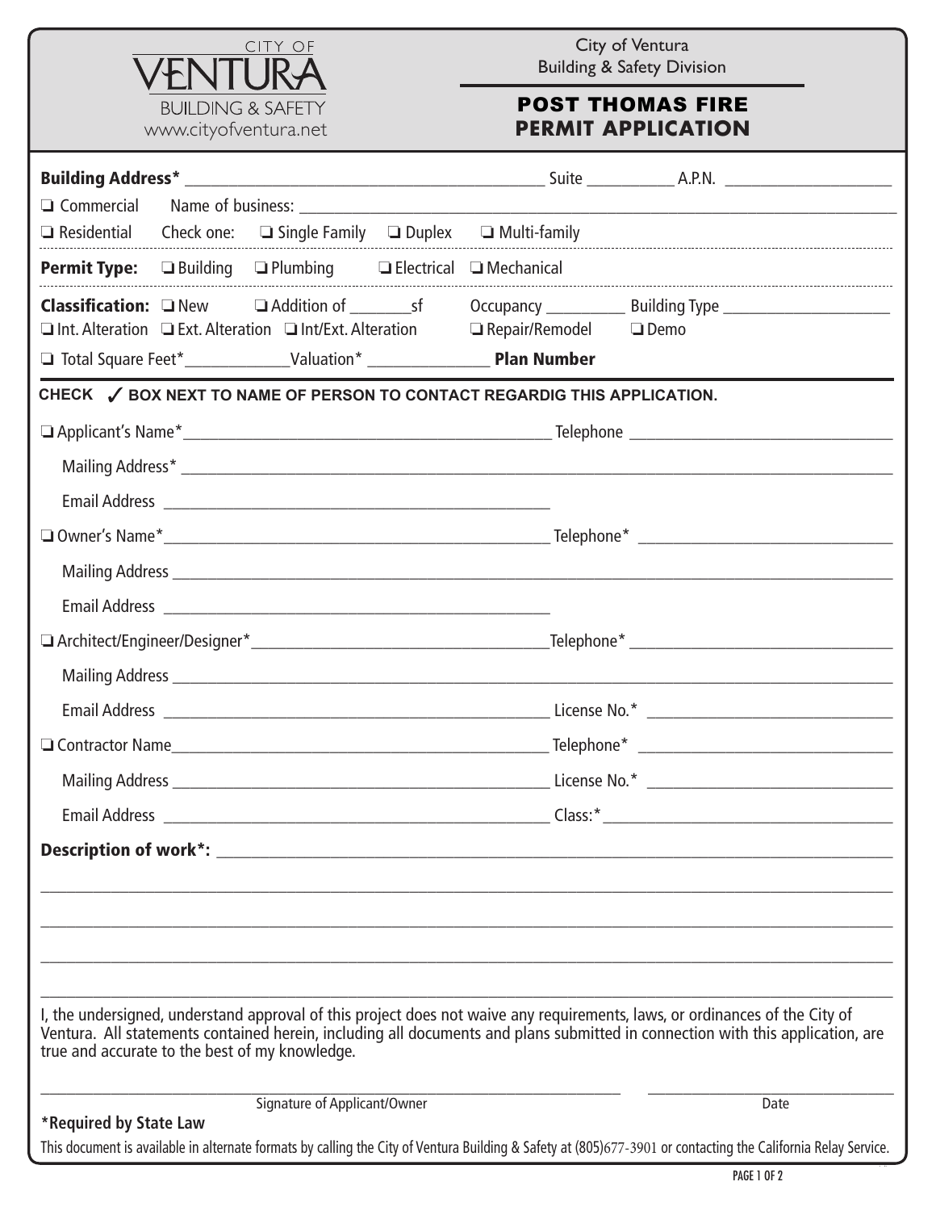CITY OF VENTURA
BUILDING & SAFETY
www.cityofventura.net

City of Ventura
Building & Safety Division

# POST THOMAS FIRE PERMIT APPLICATION

**Building Address*** ______________________ Suite __________ A.P.N. ______________

❑ Commercial Name of business: ______________________

❑ Residential Check one: ❑ Single Family ❑ Duplex ❑ Multi-family

**Permit Type:** ❑ Building ❑ Plumbing ❑ Electrical ❑ Mechanical

**Classification:** ❑ New ❑ Addition of _______sf Occupancy _________ Building Type ______________

❑ Int. Alteration ❑ Ext. Alteration ❑ Int/Ext. Alteration ❑ Repair/Remodel ❑ Demo

❑ Total Square Feet*____________Valuation* ______________ **Plan Number**

**CHECK ✓ BOX NEXT TO NAME OF PERSON TO CONTACT REGARDIG THIS APPLICATION.**

❑ Applicant's Name*______________________ Telephone ______________

Mailing Address* ______________________

Email Address ______________________

❑ Owner's Name*______________________ Telephone* ______________

Mailing Address ______________________

Email Address ______________________

❑ Architect/Engineer/Designer*______________________Telephone* ______________

Mailing Address ______________________

Email Address ______________________ License No.* ______________

❑ Contractor Name______________________ Telephone* ______________

Mailing Address ______________________ License No.* ______________

Email Address ______________________ Class:* ______________

**Description of work*:** ______________________

______________________

______________________

______________________

______________________

I, the undersigned, understand approval of this project does not waive any requirements, laws, or ordinances of the City of Ventura. All statements contained herein, including all documents and plans submitted in connection with this application, are true and accurate to the best of my knowledge.

______________________ Signature of Applicant/Owner ______________ Date

**\*Required by State Law**

This document is available in alternate formats by calling the City of Ventura Building & Safety at (805)677-3901 or contacting the California Relay Service.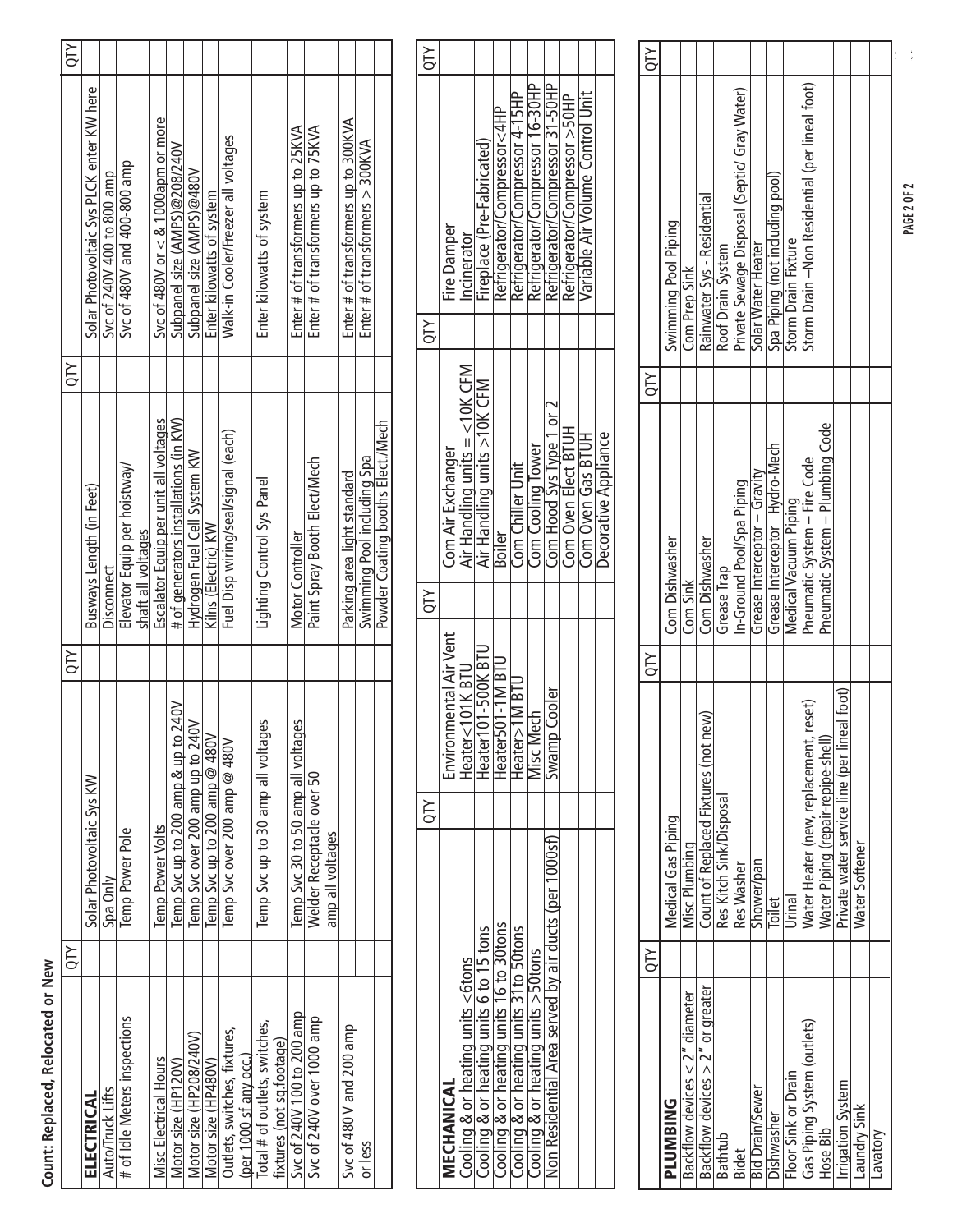**Count: Replaced, Relocated or New**

| ELECTRICAL | QTY | | QTY | | QTY | | QTY |
|---|---|---|---|---|---|---|---|
| Auto/Truck Lifts | | Solar Photovoltaic Sys KW | | Busways Length (in Feet) | | Solar Photovoltaic Sys PLCK enter KW here | |
| # of Idle Meters inspections | | Spa Only | | Disconnect | | Svc of 240V 400 to 800 amp | |
| | | Temp Power Pole | | Elevator Equip per hoistway/ shaft all voltages | | Svc of 480V and 400-800 amp | |
| Misc Electrical Hours | | Temp Power Volts | | Escalator Equip per unit all voltages | | Svc of 480V or < & 1000apm or more | |
| Motor size (HP120V) | | Temp Svc up to 200 amp & up to 240V | | # of generators installations (in KW) | | Subpanel size (AMPS)@208/240V | |
| Motor size (HP208/240V) | | Temp Svc over 200 amp up to 240V | | Hydrogen Fuel Cell System KW | | Subpanel size (AMPS)@480V | |
| Motor size (HP480V) | | Temp Svc up to 200 amp @ 480V | | Kilns (Electric) KW | | Enter kilowatts of system | |
| Outlets, switches, fixtures, (per 1000 sf any occ.) | | Temp Svc over 200 amp @ 480V | | Fuel Disp wiring/seal/signal (each) | | Walk-in Cooler/Freezer all voltages | |
| Total # of outlets, switches, fixtures (not sq.footage) | | Temp Svc up to 30 amp all voltages | | Lighting Control Sys Panel | | Enter kilowatts of system | |
| Svc of 240V 100 to 200 amp | | Temp Svc 30 to 50 amp all voltages | | Motor Controller | | Enter # of transformers up to 25KVA | |
| Svc of 240V over 1000 amp | | Welder Receptacle over 50 amp all voltages | | Paint Spray Booth Elect/Mech | | Enter # of transformers up to 75KVA | |
| Svc of 480 V and 200 amp or less | | | | Parking area light standard | | Enter # of transformers up to 300KVA | |
| | | | | Swimming Pool including Spa | | Enter # of transformers > 300KVA | |
| | | | | Powder Coating booths Elect./Mech | | | |

| MECHANICAL | QTY | | QTY | | QTY | | QTY |
|---|---|---|---|---|---|---|---|
| Cooling & or heating units <6tons | | Environmental Air Vent | | Com Air Exchanger | | Fire Damper | |
| Cooling & or heating units 6 to 15 tons | | Heater<101K BTU | | Air Handling units = <10K CFM | | Incinerator | |
| Cooling & or heating units 16 to 30tons | | Heater101-500K BTU | | Air Handling units >10K CFM | | Fireplace (Pre-Fabricated) | |
| Cooling & or heating units 31to 50tons | | Heater501-1M BTU | | Boiler | | Refrigerator/Compressor<4HP | |
| Cooling & or heating units >50tons | | Heater>1M BTU | | Com Chiller Unit | | Refrigerator/Compressor 4-15HP | |
| Non Residential Area served by air ducts (per 1000sf) | | Misc Mech | | Com Cooling Tower | | Refrigerator/Compressor 16-30HP | |
| | | Swamp Cooler | | Com Hood Sys Type 1 or 2 | | Refrigerator/Compressor 31-50HP | |
| | | | | Com Oven Elect BTUH | | Refrigerator/Compressor >50HP | |
| | | | | Com Oven Gas BTUH | | Variable Air Volume Control Unit | |
| | | | | Decorative Appliance | | | |

| PLUMBING | QTY | | QTY | | QTY | | QTY |
|---|---|---|---|---|---|---|---|
| Backflow devices < 2" diameter | | Medical Gas Piping | | Com Dishwasher | | Swimming Pool Piping | |
| Backflow devices > 2" or greater | | Misc Plumbing | | Com Sink | | Com Prep Sink | |
| Bathtub | | Count of Replaced Fixtures (not new) | | Com Dishwasher | | Rainwater Sys - Residential | |
| Bidet | | Res Kitch Sink/Disposal | | Grease Trap | | Roof Drain System | |
| Bld Drain/Sewer | | Res Washer | | In-Ground Pool/Spa Piping | | Private Sewage Disposal (Septic/ Gray Water) | |
| Dishwasher | | Shower/pan | | Grease Interceptor – Gravity | | Solar Water Heater | |
| Floor Sink or Drain | | Toilet | | Grease Interceptor Hydro-Mech | | Spa Piping (not including pool) | |
| Gas Piping System (outlets) | | Urinal | | Medical Vacuum Piping | | Storm Drain Fixture | |
| Hose Bib | | Water Heater (new, replacement, reset) | | Pneumatic System – Fire Code | | Storm Drain –Non Residential (per lineal foot) | |
| Irrigation System | | Water Piping (repair-repipe-shell) | | Pneumatic System – Plumbing Code | | | |
| Laundry Sink | | Private water service line (per lineal foot) | | | | | |
| Lavatory | | Water Softener | | | | | |